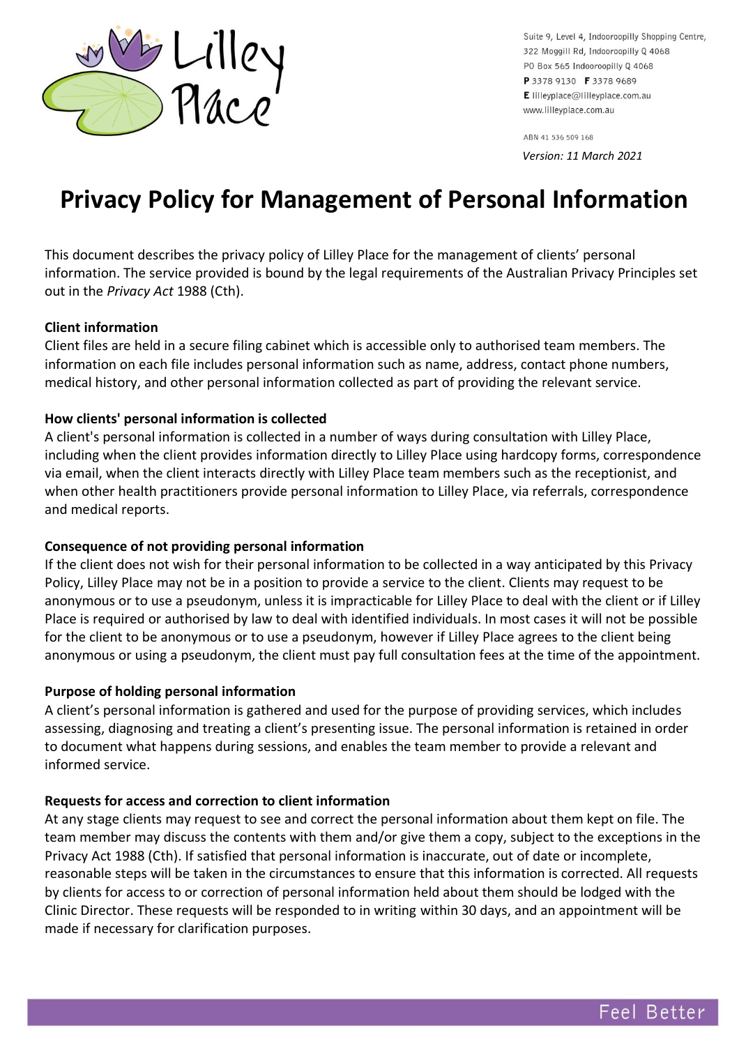Suite 9, Level 4, Indooroopilly Shopping Centre,
322 Moggill Rd, Indooroopilly Q 4068
PO Box 565 Indooroopilly Q 4068
**P** 3378 9130 **F** 3378 9689
**E** lilleyplace@lilleyplace.com.au
www.lilleyplace.com.au

ABN 41 536 509 168

*Version: 11 March 2021*

# Privacy Policy for Management of Personal Information

This document describes the privacy policy of Lilley Place for the management of clients' personal information. The service provided is bound by the legal requirements of the Australian Privacy Principles set out in the *Privacy Act* 1988 (Cth).

**Client information**

Client files are held in a secure filing cabinet which is accessible only to authorised team members. The information on each file includes personal information such as name, address, contact phone numbers, medical history, and other personal information collected as part of providing the relevant service.

**How clients' personal information is collected**

A client's personal information is collected in a number of ways during consultation with Lilley Place, including when the client provides information directly to Lilley Place using hardcopy forms, correspondence via email, when the client interacts directly with Lilley Place team members such as the receptionist, and when other health practitioners provide personal information to Lilley Place, via referrals, correspondence and medical reports.

**Consequence of not providing personal information**

If the client does not wish for their personal information to be collected in a way anticipated by this Privacy Policy, Lilley Place may not be in a position to provide a service to the client. Clients may request to be anonymous or to use a pseudonym, unless it is impracticable for Lilley Place to deal with the client or if Lilley Place is required or authorised by law to deal with identified individuals. In most cases it will not be possible for the client to be anonymous or to use a pseudonym, however if Lilley Place agrees to the client being anonymous or using a pseudonym, the client must pay full consultation fees at the time of the appointment.

**Purpose of holding personal information**

A client's personal information is gathered and used for the purpose of providing services, which includes assessing, diagnosing and treating a client's presenting issue. The personal information is retained in order to document what happens during sessions, and enables the team member to provide a relevant and informed service.

**Requests for access and correction to client information**

At any stage clients may request to see and correct the personal information about them kept on file. The team member may discuss the contents with them and/or give them a copy, subject to the exceptions in the Privacy Act 1988 (Cth). If satisfied that personal information is inaccurate, out of date or incomplete, reasonable steps will be taken in the circumstances to ensure that this information is corrected. All requests by clients for access to or correction of personal information held about them should be lodged with the Clinic Director. These requests will be responded to in writing within 30 days, and an appointment will be made if necessary for clarification purposes.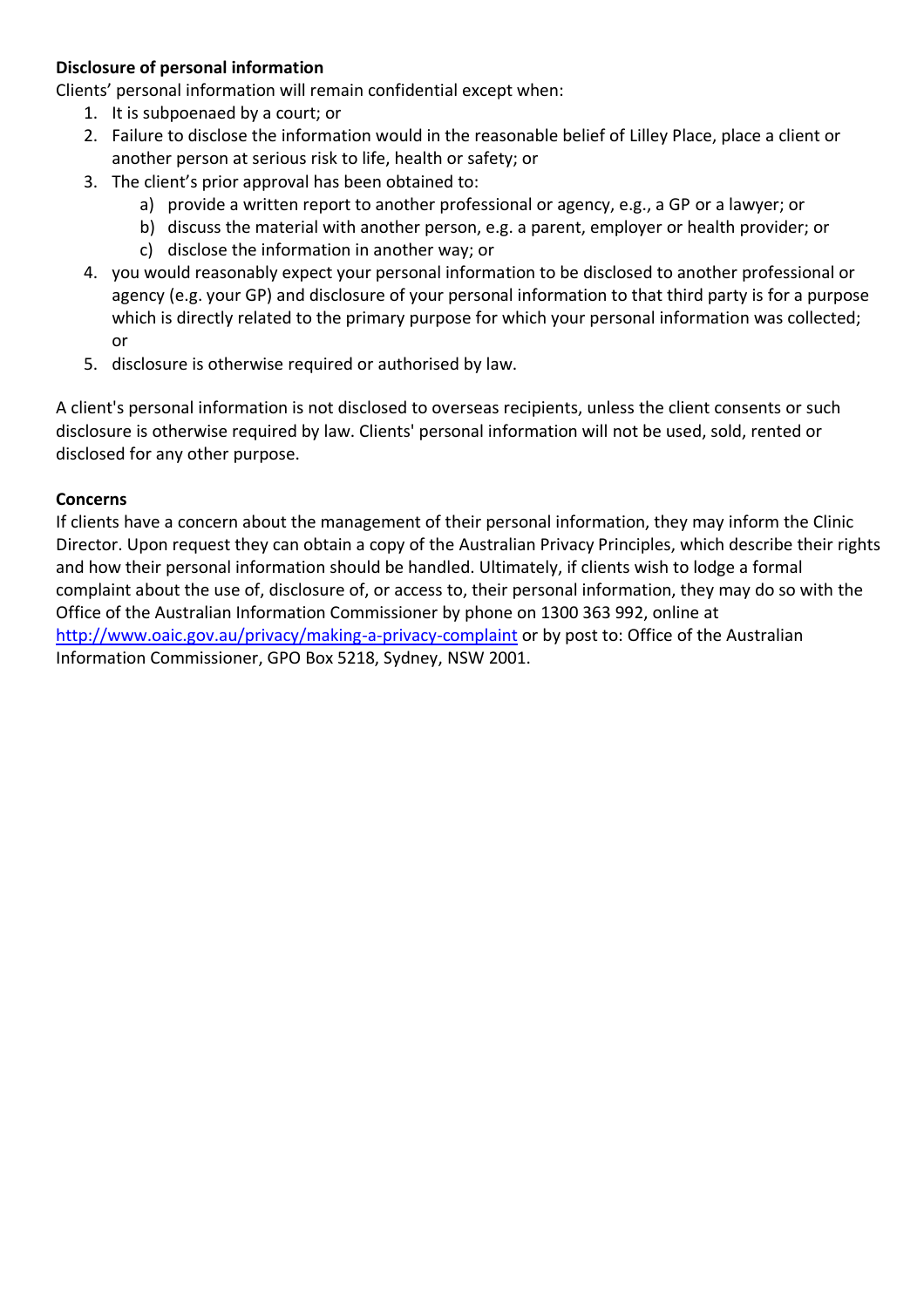**Disclosure of personal information**

Clients' personal information will remain confidential except when:

1. It is subpoenaed by a court; or
2. Failure to disclose the information would in the reasonable belief of Lilley Place, place a client or another person at serious risk to life, health or safety; or
3. The client's prior approval has been obtained to:
   a) provide a written report to another professional or agency, e.g., a GP or a lawyer; or
   b) discuss the material with another person, e.g. a parent, employer or health provider; or
   c) disclose the information in another way; or
4. you would reasonably expect your personal information to be disclosed to another professional or agency (e.g. your GP) and disclosure of your personal information to that third party is for a purpose which is directly related to the primary purpose for which your personal information was collected; or
5. disclosure is otherwise required or authorised by law.

A client's personal information is not disclosed to overseas recipients, unless the client consents or such disclosure is otherwise required by law. Clients' personal information will not be used, sold, rented or disclosed for any other purpose.

**Concerns**

If clients have a concern about the management of their personal information, they may inform the Clinic Director. Upon request they can obtain a copy of the Australian Privacy Principles, which describe their rights and how their personal information should be handled. Ultimately, if clients wish to lodge a formal complaint about the use of, disclosure of, or access to, their personal information, they may do so with the Office of the Australian Information Commissioner by phone on 1300 363 992, online at [http://www.oaic.gov.au/privacy/making-a-privacy-complaint](http://www.oaic.gov.au/privacy/making-a-privacy-complaint) or by post to: Office of the Australian Information Commissioner, GPO Box 5218, Sydney, NSW 2001.